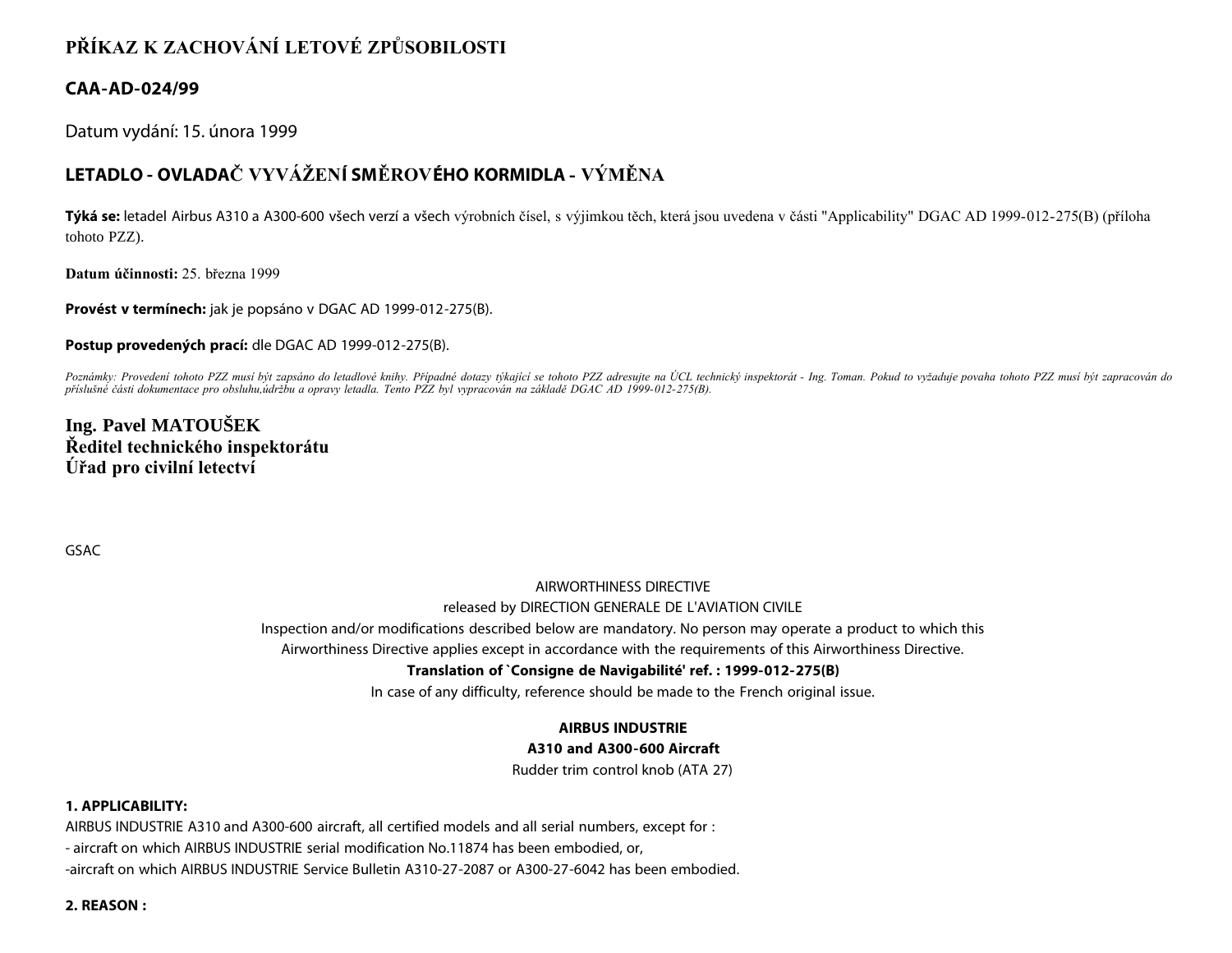# PŘÍKAZ K ZACHOVÁNÍ LETOVÉ ZPŮSOBILOSTI

## CAA-AD-024/99

Datum vydání: 15. února 1999

## LETADLO - OVLADAČ VYVÁŽENÍ SMĚROVÉHO KORMIDLA - VÝMĚNA

**Týká se:** letadel Airbus A310 a A300-600 všech verzí a všech výrobních čísel, s výjimkou těch, která jsou uvedena v části "Applicability" DGAC AD 1999-012-275(B) (příloha tohoto PZZ).

**Datum účinnosti:** 25. března 1999

**Provést v termínech:** jak je popsáno v DGAC AD 1999-012-275(B).

**Postup provedených prací:** dle DGAC AD 1999-012-275(B).

*Poznámky: Provedení tohoto PZZ musí být zapsáno do letadlové knihy. Případné dotazy týkající se tohoto PZZ adresujte na ÚCL technický inspektorát - Ing. Toman. Pokud to vyžaduje povaha tohoto PZZ musí být zapracován do příslušné části dokumentace pro obsluhu,údržbu a opravy letadla. Tento PZZ byl vypracován na základě DGAC AD 1999-012-275(B).*

**Ing. Pavel MATOUŠEK**
**Ředitel technického inspektorátu**
**Úřad pro civilní letectví**

GSAC

AIRWORTHINESS DIRECTIVE

released by DIRECTION GENERALE DE L'AVIATION CIVILE

Inspection and/or modifications described below are mandatory. No person may operate a product to which this Airworthiness Directive applies except in accordance with the requirements of this Airworthiness Directive.

**Translation of `Consigne de Navigabilité' ref. : 1999-012-275(B)**

In case of any difficulty, reference should be made to the French original issue.

**AIRBUS INDUSTRIE**

**A310 and A300-600 Aircraft**

Rudder trim control knob (ATA 27)

**1. APPLICABILITY:**

AIRBUS INDUSTRIE A310 and A300-600 aircraft, all certified models and all serial numbers, except for :

- aircraft on which AIRBUS INDUSTRIE serial modification No.11874 has been embodied, or,
- aircraft on which AIRBUS INDUSTRIE Service Bulletin A310-27-2087 or A300-27-6042 has been embodied.

**2. REASON :**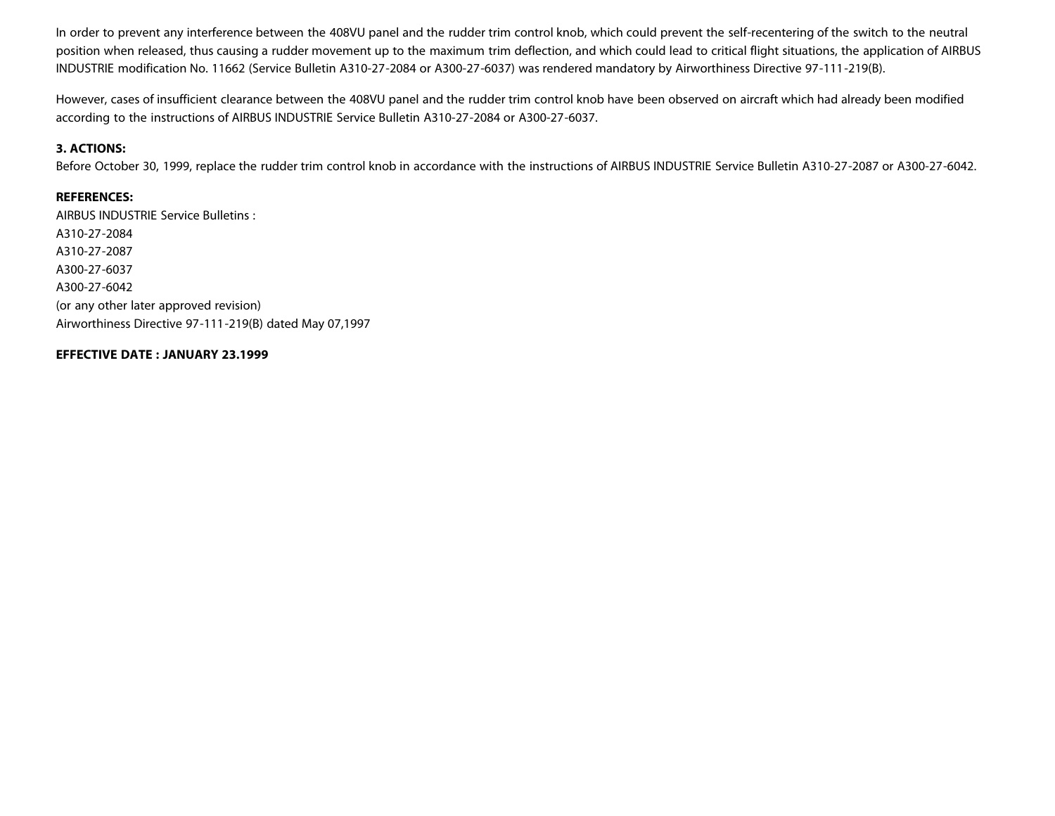In order to prevent any interference between the 408VU panel and the rudder trim control knob, which could prevent the self-recentering of the switch to the neutral position when released, thus causing a rudder movement up to the maximum trim deflection, and which could lead to critical flight situations, the application of AIRBUS INDUSTRIE modification No. 11662 (Service Bulletin A310-27-2084 or A300-27-6037) was rendered mandatory by Airworthiness Directive 97-111-219(B).

However, cases of insufficient clearance between the 408VU panel and the rudder trim control knob have been observed on aircraft which had already been modified according to the instructions of AIRBUS INDUSTRIE Service Bulletin A310-27-2084 or A300-27-6037.

**3. ACTIONS:**

Before October 30, 1999, replace the rudder trim control knob in accordance with the instructions of AIRBUS INDUSTRIE Service Bulletin A310-27-2087 or A300-27-6042.

**REFERENCES:**

AIRBUS INDUSTRIE Service Bulletins :
A310-27-2084
A310-27-2087
A300-27-6037
A300-27-6042
(or any other later approved revision)
Airworthiness Directive 97-111-219(B) dated May 07,1997

**EFFECTIVE DATE : JANUARY 23.1999**